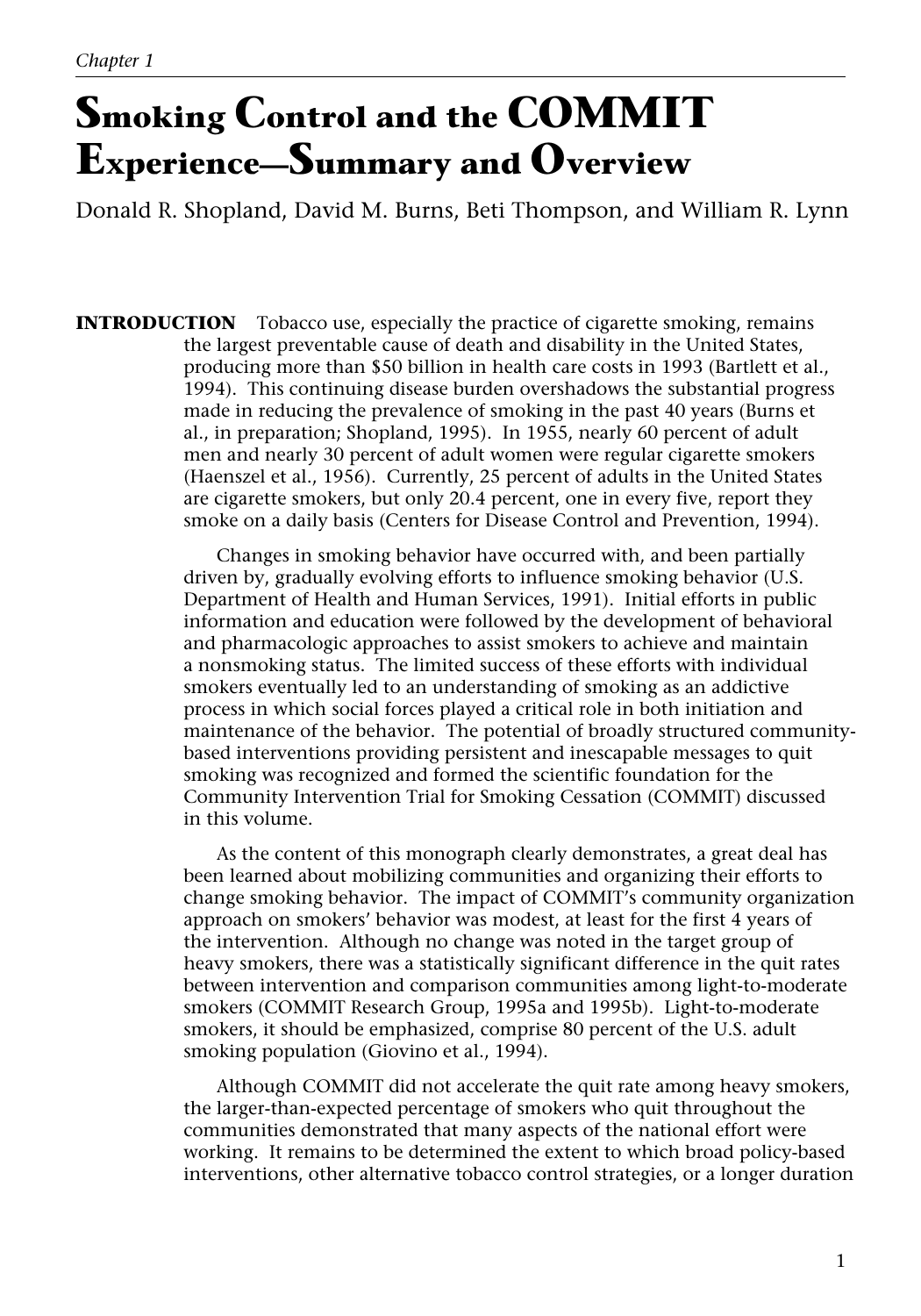*Chapter 1*

# Smoking Control and the COMMIT Experience—Summary and Overview

Donald R. Shopland, David M. Burns, Beti Thompson, and William R. Lynn

**INTRODUCTION** Tobacco use, especially the practice of cigarette smoking, remains the largest preventable cause of death and disability in the United States, producing more than $50 billion in health care costs in 1993 (Bartlett et al., 1994). This continuing disease burden overshadows the substantial progress made in reducing the prevalence of smoking in the past 40 years (Burns et al., in preparation; Shopland, 1995). In 1955, nearly 60 percent of adult men and nearly 30 percent of adult women were regular cigarette smokers (Haenszel et al., 1956). Currently, 25 percent of adults in the United States are cigarette smokers, but only 20.4 percent, one in every five, report they smoke on a daily basis (Centers for Disease Control and Prevention, 1994).

Changes in smoking behavior have occurred with, and been partially driven by, gradually evolving efforts to influence smoking behavior (U.S. Department of Health and Human Services, 1991). Initial efforts in public information and education were followed by the development of behavioral and pharmacologic approaches to assist smokers to achieve and maintain a nonsmoking status. The limited success of these efforts with individual smokers eventually led to an understanding of smoking as an addictive process in which social forces played a critical role in both initiation and maintenance of the behavior. The potential of broadly structured community-based interventions providing persistent and inescapable messages to quit smoking was recognized and formed the scientific foundation for the Community Intervention Trial for Smoking Cessation (COMMIT) discussed in this volume.

As the content of this monograph clearly demonstrates, a great deal has been learned about mobilizing communities and organizing their efforts to change smoking behavior. The impact of COMMIT's community organization approach on smokers' behavior was modest, at least for the first 4 years of the intervention. Although no change was noted in the target group of heavy smokers, there was a statistically significant difference in the quit rates between intervention and comparison communities among light-to-moderate smokers (COMMIT Research Group, 1995a and 1995b). Light-to-moderate smokers, it should be emphasized, comprise 80 percent of the U.S. adult smoking population (Giovino et al., 1994).

Although COMMIT did not accelerate the quit rate among heavy smokers, the larger-than-expected percentage of smokers who quit throughout the communities demonstrated that many aspects of the national effort were working. It remains to be determined the extent to which broad policy-based interventions, other alternative tobacco control strategies, or a longer duration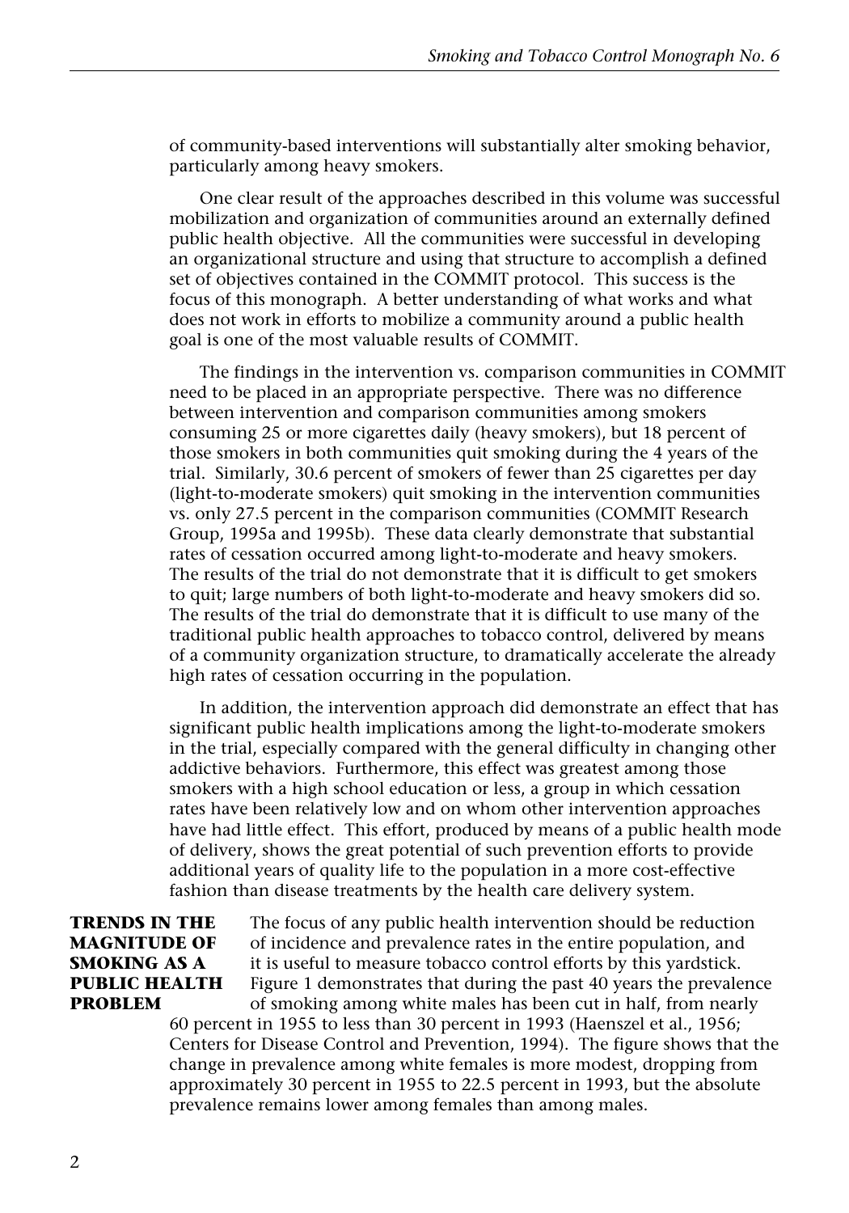of community-based interventions will substantially alter smoking behavior, particularly among heavy smokers.

One clear result of the approaches described in this volume was successful mobilization and organization of communities around an externally defined public health objective. All the communities were successful in developing an organizational structure and using that structure to accomplish a defined set of objectives contained in the COMMIT protocol. This success is the focus of this monograph. A better understanding of what works and what does not work in efforts to mobilize a community around a public health goal is one of the most valuable results of COMMIT.

The findings in the intervention vs. comparison communities in COMMIT need to be placed in an appropriate perspective. There was no difference between intervention and comparison communities among smokers consuming 25 or more cigarettes daily (heavy smokers), but 18 percent of those smokers in both communities quit smoking during the 4 years of the trial. Similarly, 30.6 percent of smokers of fewer than 25 cigarettes per day (light-to-moderate smokers) quit smoking in the intervention communities vs. only 27.5 percent in the comparison communities (COMMIT Research Group, 1995a and 1995b). These data clearly demonstrate that substantial rates of cessation occurred among light-to-moderate and heavy smokers. The results of the trial do not demonstrate that it is difficult to get smokers to quit; large numbers of both light-to-moderate and heavy smokers did so. The results of the trial do demonstrate that it is difficult to use many of the traditional public health approaches to tobacco control, delivered by means of a community organization structure, to dramatically accelerate the already high rates of cessation occurring in the population.

In addition, the intervention approach did demonstrate an effect that has significant public health implications among the light-to-moderate smokers in the trial, especially compared with the general difficulty in changing other addictive behaviors. Furthermore, this effect was greatest among those smokers with a high school education or less, a group in which cessation rates have been relatively low and on whom other intervention approaches have had little effect. This effort, produced by means of a public health mode of delivery, shows the great potential of such prevention efforts to provide additional years of quality life to the population in a more cost-effective fashion than disease treatments by the health care delivery system.

## TRENDS IN THE MAGNITUDE OF SMOKING AS A PUBLIC HEALTH PROBLEM

The focus of any public health intervention should be reduction of incidence and prevalence rates in the entire population, and it is useful to measure tobacco control efforts by this yardstick. Figure 1 demonstrates that during the past 40 years the prevalence of smoking among white males has been cut in half, from nearly 60 percent in 1955 to less than 30 percent in 1993 (Haenszel et al., 1956; Centers for Disease Control and Prevention, 1994). The figure shows that the change in prevalence among white females is more modest, dropping from approximately 30 percent in 1955 to 22.5 percent in 1993, but the absolute prevalence remains lower among females than among males.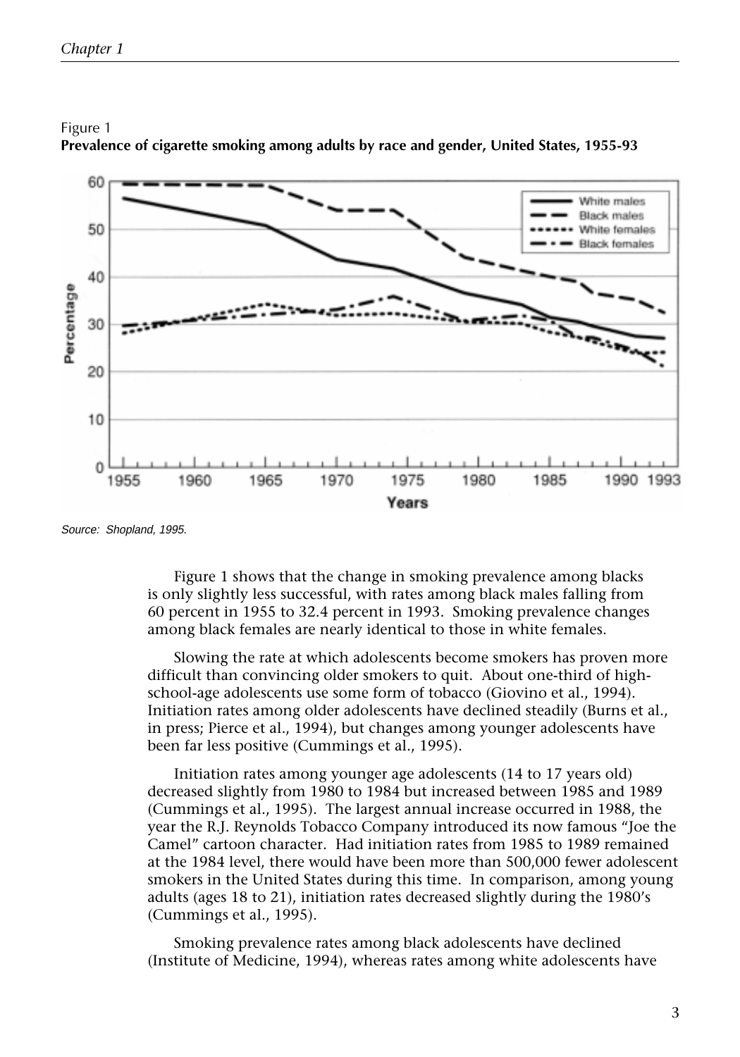Figure 1
**Prevalence of cigarette smoking among adults by race and gender, United States, 1955-93**

60
50
40
30
20
10
0
Percentage
1955 1960 1965 1970 1975 1980 1985 1990 1993
Years
White males
Black males
White females
Black females

*Source: Shopland, 1995.*

Figure 1 shows that the change in smoking prevalence among blacks is only slightly less successful, with rates among black males falling from 60 percent in 1955 to 32.4 percent in 1993. Smoking prevalence changes among black females are nearly identical to those in white females.

Slowing the rate at which adolescents become smokers has proven more difficult than convincing older smokers to quit. About one-third of high-school-age adolescents use some form of tobacco (Giovino et al., 1994). Initiation rates among older adolescents have declined steadily (Burns et al., in press; Pierce et al., 1994), but changes among younger adolescents have been far less positive (Cummings et al., 1995).

Initiation rates among younger age adolescents (14 to 17 years old) decreased slightly from 1980 to 1984 but increased between 1985 and 1989 (Cummings et al., 1995). The largest annual increase occurred in 1988, the year the R.J. Reynolds Tobacco Company introduced its now famous "Joe the Camel" cartoon character. Had initiation rates from 1985 to 1989 remained at the 1984 level, there would have been more than 500,000 fewer adolescent smokers in the United States during this time. In comparison, among young adults (ages 18 to 21), initiation rates decreased slightly during the 1980's (Cummings et al., 1995).

Smoking prevalence rates among black adolescents have declined (Institute of Medicine, 1994), whereas rates among white adolescents have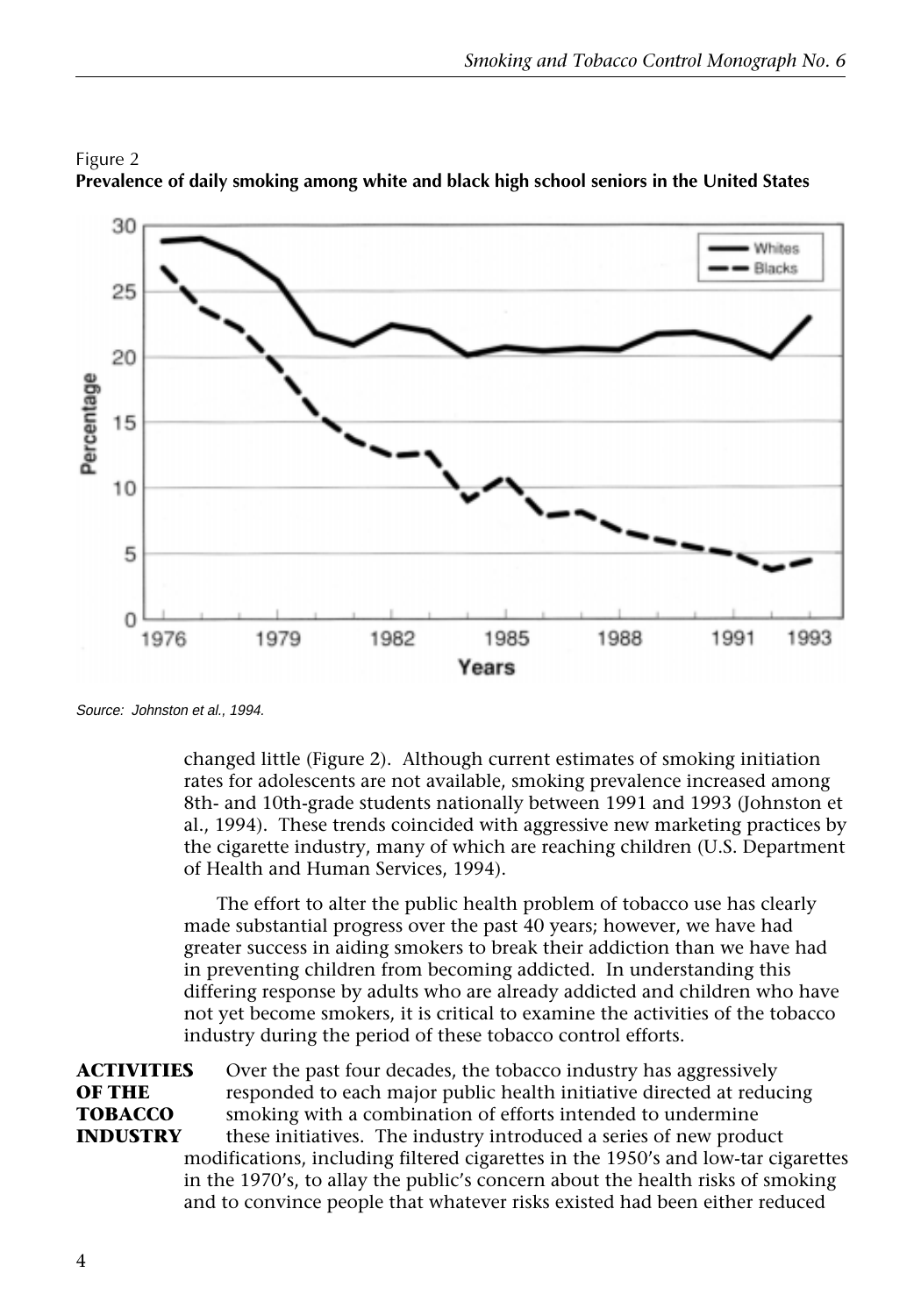Figure 2
**Prevalence of daily smoking among white and black high school seniors in the United States**

30
25
20
15
10
5
0

Percentage

1976 1979 1982 1985 1988 1991 1993

Years

Whites
Blacks

*Source: Johnston et al., 1994.*

changed little (Figure 2). Although current estimates of smoking initiation rates for adolescents are not available, smoking prevalence increased among 8th- and 10th-grade students nationally between 1991 and 1993 (Johnston et al., 1994). These trends coincided with aggressive new marketing practices by the cigarette industry, many of which are reaching children (U.S. Department of Health and Human Services, 1994).

The effort to alter the public health problem of tobacco use has clearly made substantial progress over the past 40 years; however, we have had greater success in aiding smokers to break their addiction than we have had in preventing children from becoming addicted. In understanding this differing response by adults who are already addicted and children who have not yet become smokers, it is critical to examine the activities of the tobacco industry during the period of these tobacco control efforts.

## ACTIVITIES OF THE TOBACCO INDUSTRY

Over the past four decades, the tobacco industry has aggressively responded to each major public health initiative directed at reducing smoking with a combination of efforts intended to undermine these initiatives. The industry introduced a series of new product modifications, including filtered cigarettes in the 1950's and low-tar cigarettes in the 1970's, to allay the public's concern about the health risks of smoking and to convince people that whatever risks existed had been either reduced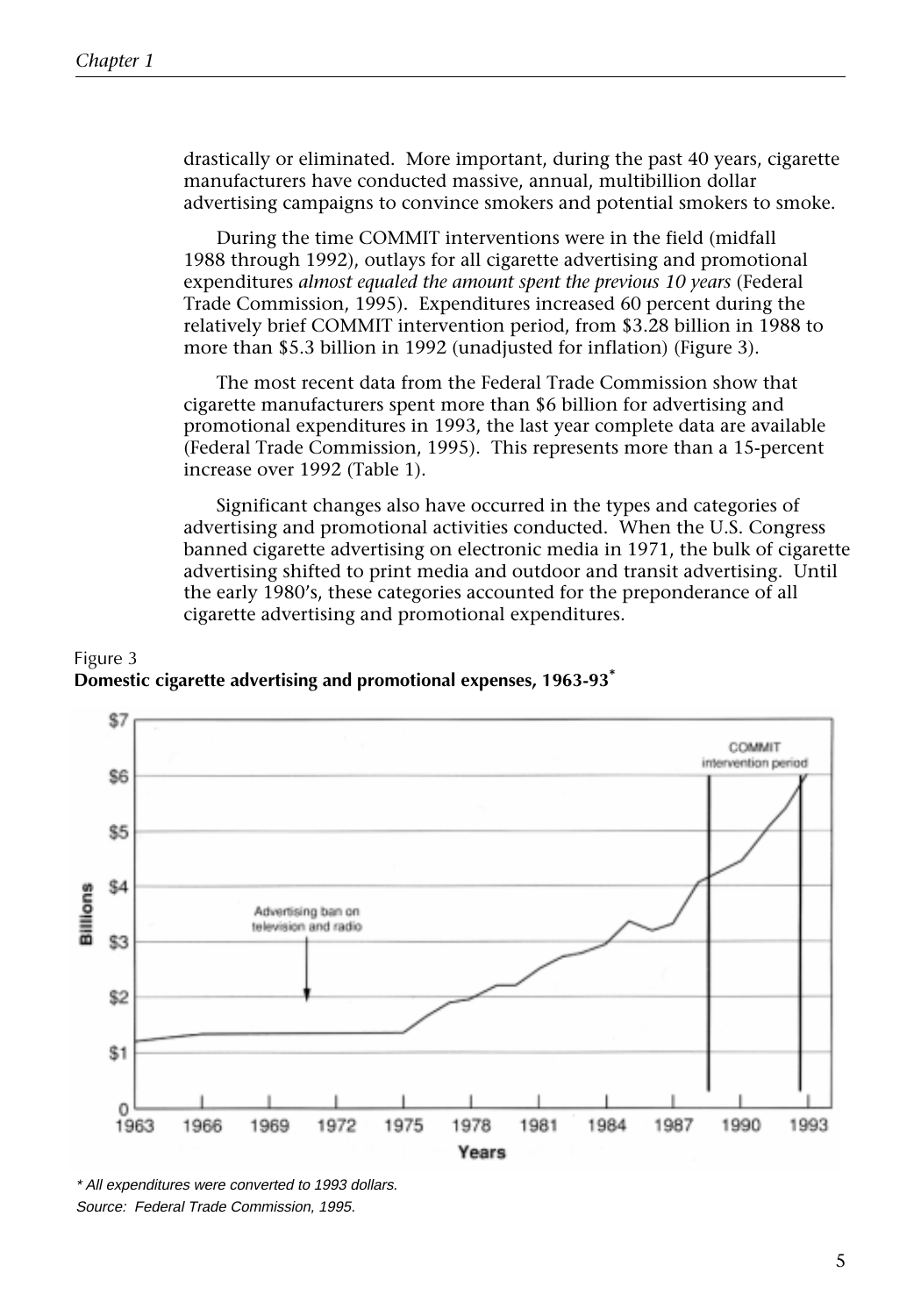drastically or eliminated. More important, during the past 40 years, cigarette manufacturers have conducted massive, annual, multibillion dollar advertising campaigns to convince smokers and potential smokers to smoke.

During the time COMMIT interventions were in the field (midfall 1988 through 1992), outlays for all cigarette advertising and promotional expenditures *almost equaled the amount spent the previous 10 years* (Federal Trade Commission, 1995). Expenditures increased 60 percent during the relatively brief COMMIT intervention period, from $3.28 billion in 1988 to more than $5.3 billion in 1992 (unadjusted for inflation) (Figure 3).

The most recent data from the Federal Trade Commission show that cigarette manufacturers spent more than $6 billion for advertising and promotional expenditures in 1993, the last year complete data are available (Federal Trade Commission, 1995). This represents more than a 15-percent increase over 1992 (Table 1).

Significant changes also have occurred in the types and categories of advertising and promotional activities conducted. When the U.S. Congress banned cigarette advertising on electronic media in 1971, the bulk of cigarette advertising shifted to print media and outdoor and transit advertising. Until the early 1980's, these categories accounted for the preponderance of all cigarette advertising and promotional expenditures.

Figure 3
**Domestic cigarette advertising and promotional expenses, 1963-93***

$7
$6
$5
$4
$3
$2
$1
0
Billions

1963 1966 1969 1972 1975 1978 1981 1984 1987 1990 1993
Years

Advertising ban on television and radio

COMMIT intervention period

*\* All expenditures were converted to 1993 dollars.*
*Source: Federal Trade Commission, 1995.*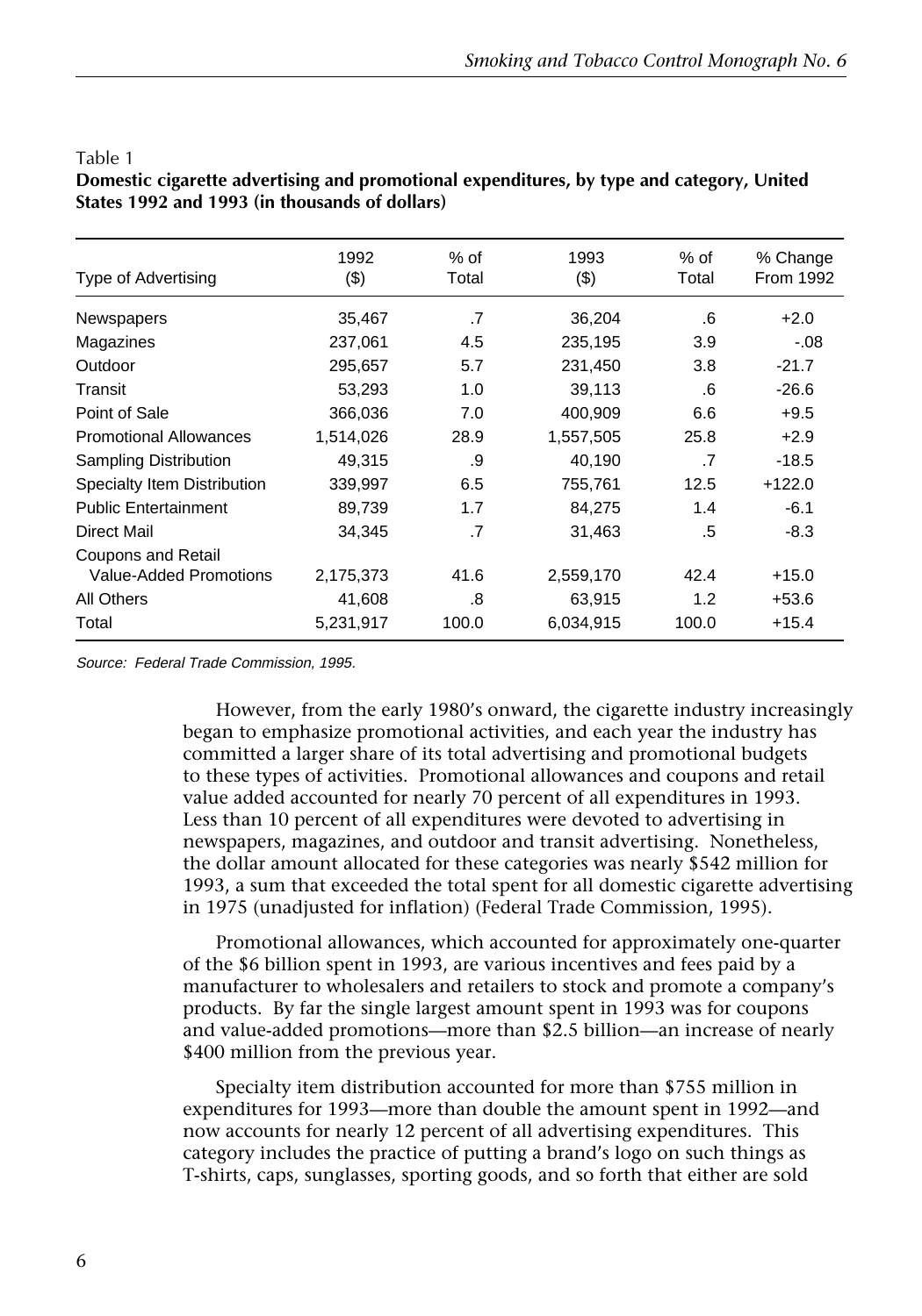Table 1

**Domestic cigarette advertising and promotional expenditures, by type and category, United States 1992 and 1993 (in thousands of dollars)**

| Type of Advertising | 1992 ($) | % of Total | 1993 ($) | % of Total | % Change From 1992 |
|---|---|---|---|---|---|
| Newspapers | 35,467 | .7 | 36,204 | .6 | +2.0 |
| Magazines | 237,061 | 4.5 | 235,195 | 3.9 | -.08 |
| Outdoor | 295,657 | 5.7 | 231,450 | 3.8 | -21.7 |
| Transit | 53,293 | 1.0 | 39,113 | .6 | -26.6 |
| Point of Sale | 366,036 | 7.0 | 400,909 | 6.6 | +9.5 |
| Promotional Allowances | 1,514,026 | 28.9 | 1,557,505 | 25.8 | +2.9 |
| Sampling Distribution | 49,315 | .9 | 40,190 | .7 | -18.5 |
| Specialty Item Distribution | 339,997 | 6.5 | 755,761 | 12.5 | +122.0 |
| Public Entertainment | 89,739 | 1.7 | 84,275 | 1.4 | -6.1 |
| Direct Mail | 34,345 | .7 | 31,463 | .5 | -8.3 |
| Coupons and Retail Value-Added Promotions | 2,175,373 | 41.6 | 2,559,170 | 42.4 | +15.0 |
| All Others | 41,608 | .8 | 63,915 | 1.2 | +53.6 |
| Total | 5,231,917 | 100.0 | 6,034,915 | 100.0 | +15.4 |

*Source: Federal Trade Commission, 1995.*

However, from the early 1980's onward, the cigarette industry increasingly began to emphasize promotional activities, and each year the industry has committed a larger share of its total advertising and promotional budgets to these types of activities. Promotional allowances and coupons and retail value added accounted for nearly 70 percent of all expenditures in 1993. Less than 10 percent of all expenditures were devoted to advertising in newspapers, magazines, and outdoor and transit advertising. Nonetheless, the dollar amount allocated for these categories was nearly $542 million for 1993, a sum that exceeded the total spent for all domestic cigarette advertising in 1975 (unadjusted for inflation) (Federal Trade Commission, 1995).

Promotional allowances, which accounted for approximately one-quarter of the $6 billion spent in 1993, are various incentives and fees paid by a manufacturer to wholesalers and retailers to stock and promote a company's products. By far the single largest amount spent in 1993 was for coupons and value-added promotions—more than $2.5 billion—an increase of nearly $400 million from the previous year.

Specialty item distribution accounted for more than $755 million in expenditures for 1993—more than double the amount spent in 1992—and now accounts for nearly 12 percent of all advertising expenditures. This category includes the practice of putting a brand's logo on such things as T-shirts, caps, sunglasses, sporting goods, and so forth that either are sold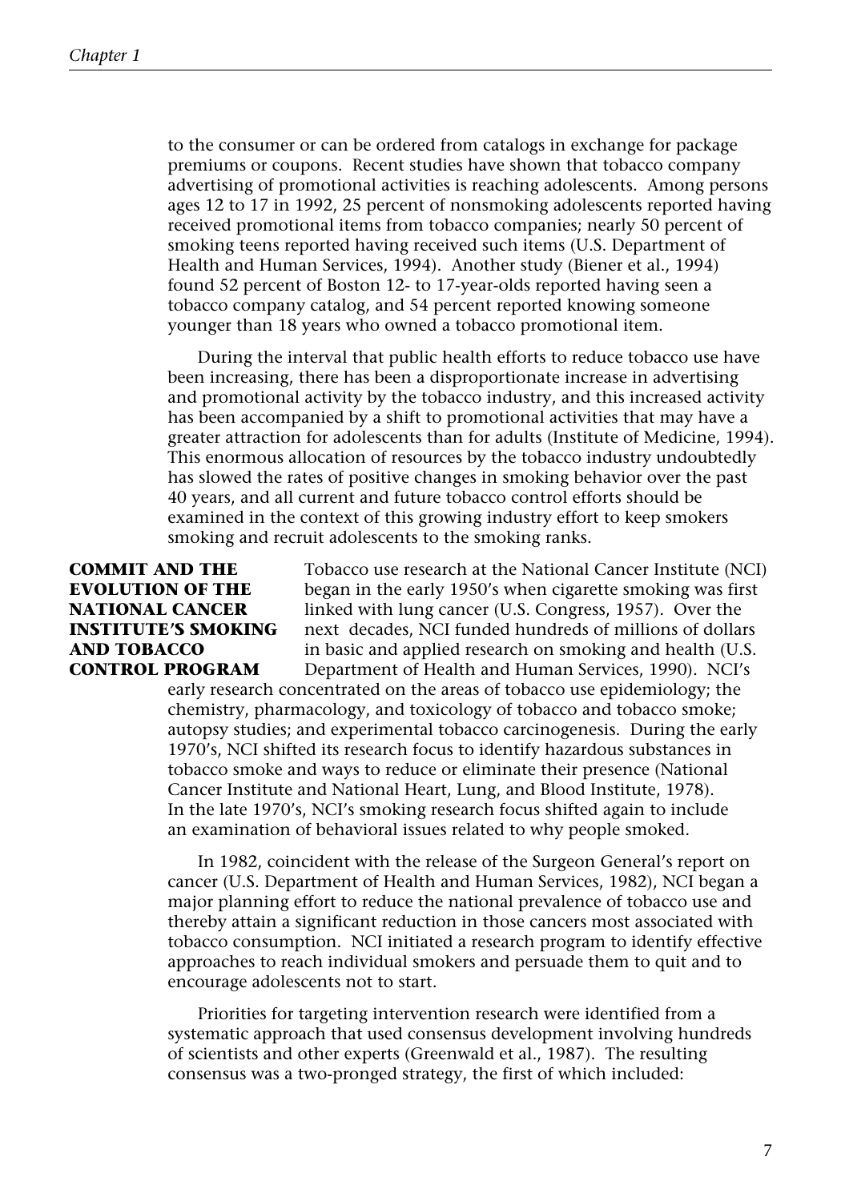to the consumer or can be ordered from catalogs in exchange for package premiums or coupons. Recent studies have shown that tobacco company advertising of promotional activities is reaching adolescents. Among persons ages 12 to 17 in 1992, 25 percent of nonsmoking adolescents reported having received promotional items from tobacco companies; nearly 50 percent of smoking teens reported having received such items (U.S. Department of Health and Human Services, 1994). Another study (Biener et al., 1994) found 52 percent of Boston 12- to 17-year-olds reported having seen a tobacco company catalog, and 54 percent reported knowing someone younger than 18 years who owned a tobacco promotional item.

During the interval that public health efforts to reduce tobacco use have been increasing, there has been a disproportionate increase in advertising and promotional activity by the tobacco industry, and this increased activity has been accompanied by a shift to promotional activities that may have a greater attraction for adolescents than for adults (Institute of Medicine, 1994). This enormous allocation of resources by the tobacco industry undoubtedly has slowed the rates of positive changes in smoking behavior over the past 40 years, and all current and future tobacco control efforts should be examined in the context of this growing industry effort to keep smokers smoking and recruit adolescents to the smoking ranks.

## COMMIT AND THE EVOLUTION OF THE NATIONAL CANCER INSTITUTE'S SMOKING AND TOBACCO CONTROL PROGRAM

Tobacco use research at the National Cancer Institute (NCI) began in the early 1950's when cigarette smoking was first linked with lung cancer (U.S. Congress, 1957). Over the next decades, NCI funded hundreds of millions of dollars in basic and applied research on smoking and health (U.S. Department of Health and Human Services, 1990). NCI's early research concentrated on the areas of tobacco use epidemiology; the chemistry, pharmacology, and toxicology of tobacco and tobacco smoke; autopsy studies; and experimental tobacco carcinogenesis. During the early 1970's, NCI shifted its research focus to identify hazardous substances in tobacco smoke and ways to reduce or eliminate their presence (National Cancer Institute and National Heart, Lung, and Blood Institute, 1978). In the late 1970's, NCI's smoking research focus shifted again to include an examination of behavioral issues related to why people smoked.

In 1982, coincident with the release of the Surgeon General's report on cancer (U.S. Department of Health and Human Services, 1982), NCI began a major planning effort to reduce the national prevalence of tobacco use and thereby attain a significant reduction in those cancers most associated with tobacco consumption. NCI initiated a research program to identify effective approaches to reach individual smokers and persuade them to quit and to encourage adolescents not to start.

Priorities for targeting intervention research were identified from a systematic approach that used consensus development involving hundreds of scientists and other experts (Greenwald et al., 1987). The resulting consensus was a two-pronged strategy, the first of which included: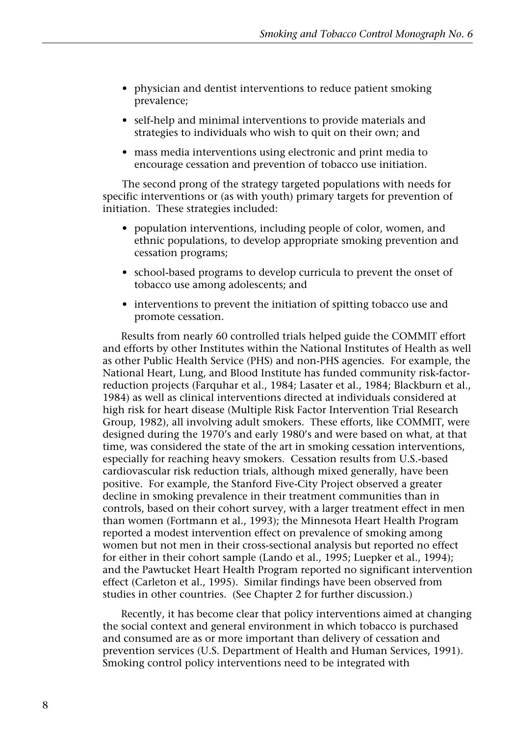- physician and dentist interventions to reduce patient smoking prevalence;
- self-help and minimal interventions to provide materials and strategies to individuals who wish to quit on their own; and
- mass media interventions using electronic and print media to encourage cessation and prevention of tobacco use initiation.

The second prong of the strategy targeted populations with needs for specific interventions or (as with youth) primary targets for prevention of initiation. These strategies included:

- population interventions, including people of color, women, and ethnic populations, to develop appropriate smoking prevention and cessation programs;
- school-based programs to develop curricula to prevent the onset of tobacco use among adolescents; and
- interventions to prevent the initiation of spitting tobacco use and promote cessation.

Results from nearly 60 controlled trials helped guide the COMMIT effort and efforts by other Institutes within the National Institutes of Health as well as other Public Health Service (PHS) and non-PHS agencies. For example, the National Heart, Lung, and Blood Institute has funded community risk-factor-reduction projects (Farquhar et al., 1984; Lasater et al., 1984; Blackburn et al., 1984) as well as clinical interventions directed at individuals considered at high risk for heart disease (Multiple Risk Factor Intervention Trial Research Group, 1982), all involving adult smokers. These efforts, like COMMIT, were designed during the 1970's and early 1980's and were based on what, at that time, was considered the state of the art in smoking cessation interventions, especially for reaching heavy smokers. Cessation results from U.S.-based cardiovascular risk reduction trials, although mixed generally, have been positive. For example, the Stanford Five-City Project observed a greater decline in smoking prevalence in their treatment communities than in controls, based on their cohort survey, with a larger treatment effect in men than women (Fortmann et al., 1993); the Minnesota Heart Health Program reported a modest intervention effect on prevalence of smoking among women but not men in their cross-sectional analysis but reported no effect for either in their cohort sample (Lando et al., 1995; Luepker et al., 1994); and the Pawtucket Heart Health Program reported no significant intervention effect (Carleton et al., 1995). Similar findings have been observed from studies in other countries. (See Chapter 2 for further discussion.)

Recently, it has become clear that policy interventions aimed at changing the social context and general environment in which tobacco is purchased and consumed are as or more important than delivery of cessation and prevention services (U.S. Department of Health and Human Services, 1991). Smoking control policy interventions need to be integrated with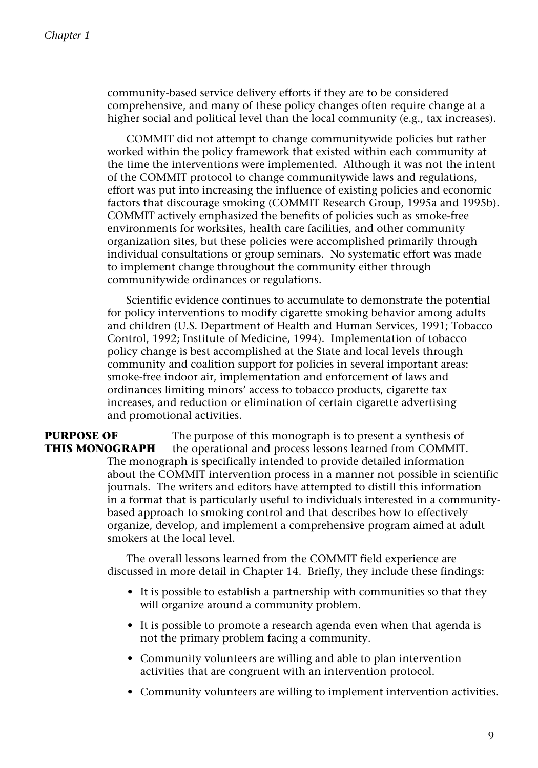community-based service delivery efforts if they are to be considered comprehensive, and many of these policy changes often require change at a higher social and political level than the local community (e.g., tax increases).

COMMIT did not attempt to change communitywide policies but rather worked within the policy framework that existed within each community at the time the interventions were implemented. Although it was not the intent of the COMMIT protocol to change communitywide laws and regulations, effort was put into increasing the influence of existing policies and economic factors that discourage smoking (COMMIT Research Group, 1995a and 1995b). COMMIT actively emphasized the benefits of policies such as smoke-free environments for worksites, health care facilities, and other community organization sites, but these policies were accomplished primarily through individual consultations or group seminars. No systematic effort was made to implement change throughout the community either through communitywide ordinances or regulations.

Scientific evidence continues to accumulate to demonstrate the potential for policy interventions to modify cigarette smoking behavior among adults and children (U.S. Department of Health and Human Services, 1991; Tobacco Control, 1992; Institute of Medicine, 1994). Implementation of tobacco policy change is best accomplished at the State and local levels through community and coalition support for policies in several important areas: smoke-free indoor air, implementation and enforcement of laws and ordinances limiting minors' access to tobacco products, cigarette tax increases, and reduction or elimination of certain cigarette advertising and promotional activities.

## PURPOSE OF THIS MONOGRAPH

The purpose of this monograph is to present a synthesis of the operational and process lessons learned from COMMIT. The monograph is specifically intended to provide detailed information about the COMMIT intervention process in a manner not possible in scientific journals. The writers and editors have attempted to distill this information in a format that is particularly useful to individuals interested in a community-based approach to smoking control and that describes how to effectively organize, develop, and implement a comprehensive program aimed at adult smokers at the local level.

The overall lessons learned from the COMMIT field experience are discussed in more detail in Chapter 14. Briefly, they include these findings:

- It is possible to establish a partnership with communities so that they will organize around a community problem.
- It is possible to promote a research agenda even when that agenda is not the primary problem facing a community.
- Community volunteers are willing and able to plan intervention activities that are congruent with an intervention protocol.
- Community volunteers are willing to implement intervention activities.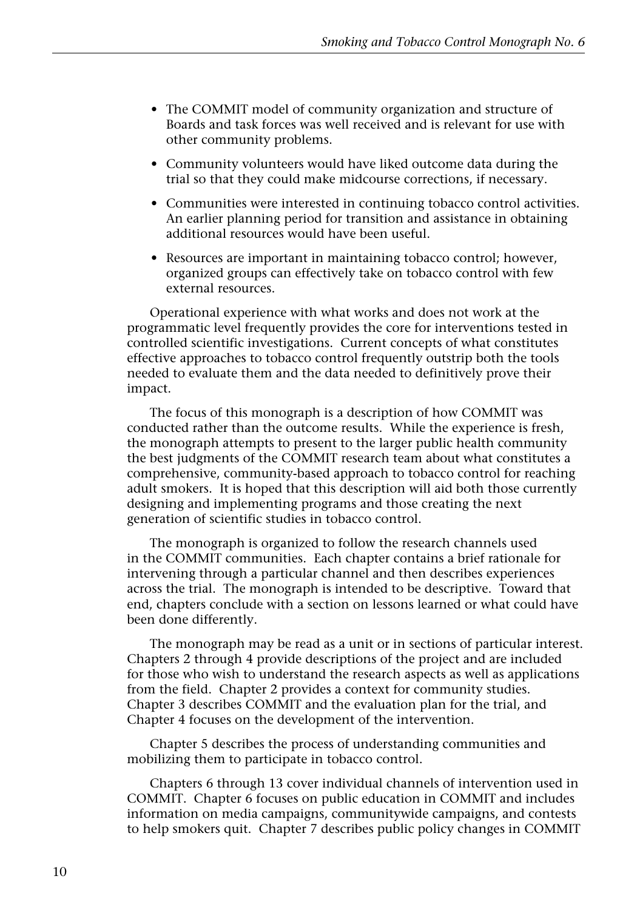- The COMMIT model of community organization and structure of Boards and task forces was well received and is relevant for use with other community problems.
- Community volunteers would have liked outcome data during the trial so that they could make midcourse corrections, if necessary.
- Communities were interested in continuing tobacco control activities. An earlier planning period for transition and assistance in obtaining additional resources would have been useful.
- Resources are important in maintaining tobacco control; however, organized groups can effectively take on tobacco control with few external resources.

Operational experience with what works and does not work at the programmatic level frequently provides the core for interventions tested in controlled scientific investigations. Current concepts of what constitutes effective approaches to tobacco control frequently outstrip both the tools needed to evaluate them and the data needed to definitively prove their impact.

The focus of this monograph is a description of how COMMIT was conducted rather than the outcome results. While the experience is fresh, the monograph attempts to present to the larger public health community the best judgments of the COMMIT research team about what constitutes a comprehensive, community-based approach to tobacco control for reaching adult smokers. It is hoped that this description will aid both those currently designing and implementing programs and those creating the next generation of scientific studies in tobacco control.

The monograph is organized to follow the research channels used in the COMMIT communities. Each chapter contains a brief rationale for intervening through a particular channel and then describes experiences across the trial. The monograph is intended to be descriptive. Toward that end, chapters conclude with a section on lessons learned or what could have been done differently.

The monograph may be read as a unit or in sections of particular interest. Chapters 2 through 4 provide descriptions of the project and are included for those who wish to understand the research aspects as well as applications from the field. Chapter 2 provides a context for community studies. Chapter 3 describes COMMIT and the evaluation plan for the trial, and Chapter 4 focuses on the development of the intervention.

Chapter 5 describes the process of understanding communities and mobilizing them to participate in tobacco control.

Chapters 6 through 13 cover individual channels of intervention used in COMMIT. Chapter 6 focuses on public education in COMMIT and includes information on media campaigns, communitywide campaigns, and contests to help smokers quit. Chapter 7 describes public policy changes in COMMIT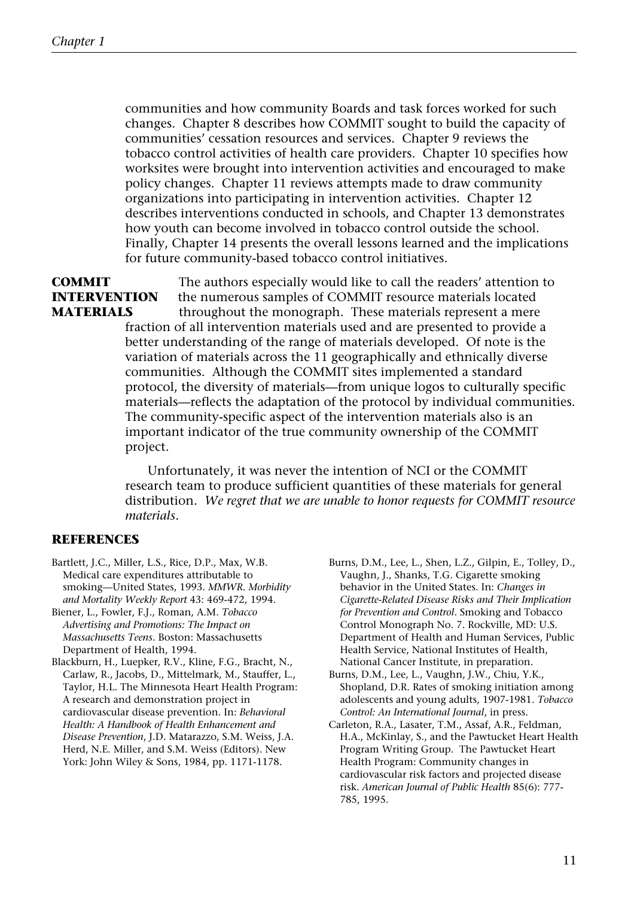communities and how community Boards and task forces worked for such changes. Chapter 8 describes how COMMIT sought to build the capacity of communities' cessation resources and services. Chapter 9 reviews the tobacco control activities of health care providers. Chapter 10 specifies how worksites were brought into intervention activities and encouraged to make policy changes. Chapter 11 reviews attempts made to draw community organizations into participating in intervention activities. Chapter 12 describes interventions conducted in schools, and Chapter 13 demonstrates how youth can become involved in tobacco control outside the school. Finally, Chapter 14 presents the overall lessons learned and the implications for future community-based tobacco control initiatives.

## COMMIT INTERVENTION MATERIALS

The authors especially would like to call the readers' attention to the numerous samples of COMMIT resource materials located throughout the monograph. These materials represent a mere fraction of all intervention materials used and are presented to provide a better understanding of the range of materials developed. Of note is the variation of materials across the 11 geographically and ethnically diverse communities. Although the COMMIT sites implemented a standard protocol, the diversity of materials—from unique logos to culturally specific materials—reflects the adaptation of the protocol by individual communities. The community-specific aspect of the intervention materials also is an important indicator of the true community ownership of the COMMIT project.

Unfortunately, it was never the intention of NCI or the COMMIT research team to produce sufficient quantities of these materials for general distribution. *We regret that we are unable to honor requests for COMMIT resource materials*.

## REFERENCES

Bartlett, J.C., Miller, L.S., Rice, D.P., Max, W.B. Medical care expenditures attributable to smoking—United States, 1993. *MMWR. Morbidity and Mortality Weekly Report* 43: 469-472, 1994.

Biener, L., Fowler, F.J., Roman, A.M. *Tobacco Advertising and Promotions: The Impact on Massachusetts Teens*. Boston: Massachusetts Department of Health, 1994.

Blackburn, H., Luepker, R.V., Kline, F.G., Bracht, N., Carlaw, R., Jacobs, D., Mittelmark, M., Stauffer, L., Taylor, H.L. The Minnesota Heart Health Program: A research and demonstration project in cardiovascular disease prevention. In: *Behavioral Health: A Handbook of Health Enhancement and Disease Prevention*, J.D. Matarazzo, S.M. Weiss, J.A. Herd, N.E. Miller, and S.M. Weiss (Editors). New York: John Wiley & Sons, 1984, pp. 1171-1178.

Burns, D.M., Lee, L., Shen, L.Z., Gilpin, E., Tolley, D., Vaughn, J., Shanks, T.G. Cigarette smoking behavior in the United States. In: *Changes in Cigarette-Related Disease Risks and Their Implication for Prevention and Control*. Smoking and Tobacco Control Monograph No. 7. Rockville, MD: U.S. Department of Health and Human Services, Public Health Service, National Institutes of Health, National Cancer Institute, in preparation.

Burns, D.M., Lee, L., Vaughn, J.W., Chiu, Y.K., Shopland, D.R. Rates of smoking initiation among adolescents and young adults, 1907-1981. *Tobacco Control: An International Journal*, in press.

Carleton, R.A., Lasater, T.M., Assaf, A.R., Feldman, H.A., McKinlay, S., and the Pawtucket Heart Health Program Writing Group. The Pawtucket Heart Health Program: Community changes in cardiovascular risk factors and projected disease risk. *American Journal of Public Health* 85(6): 777-785, 1995.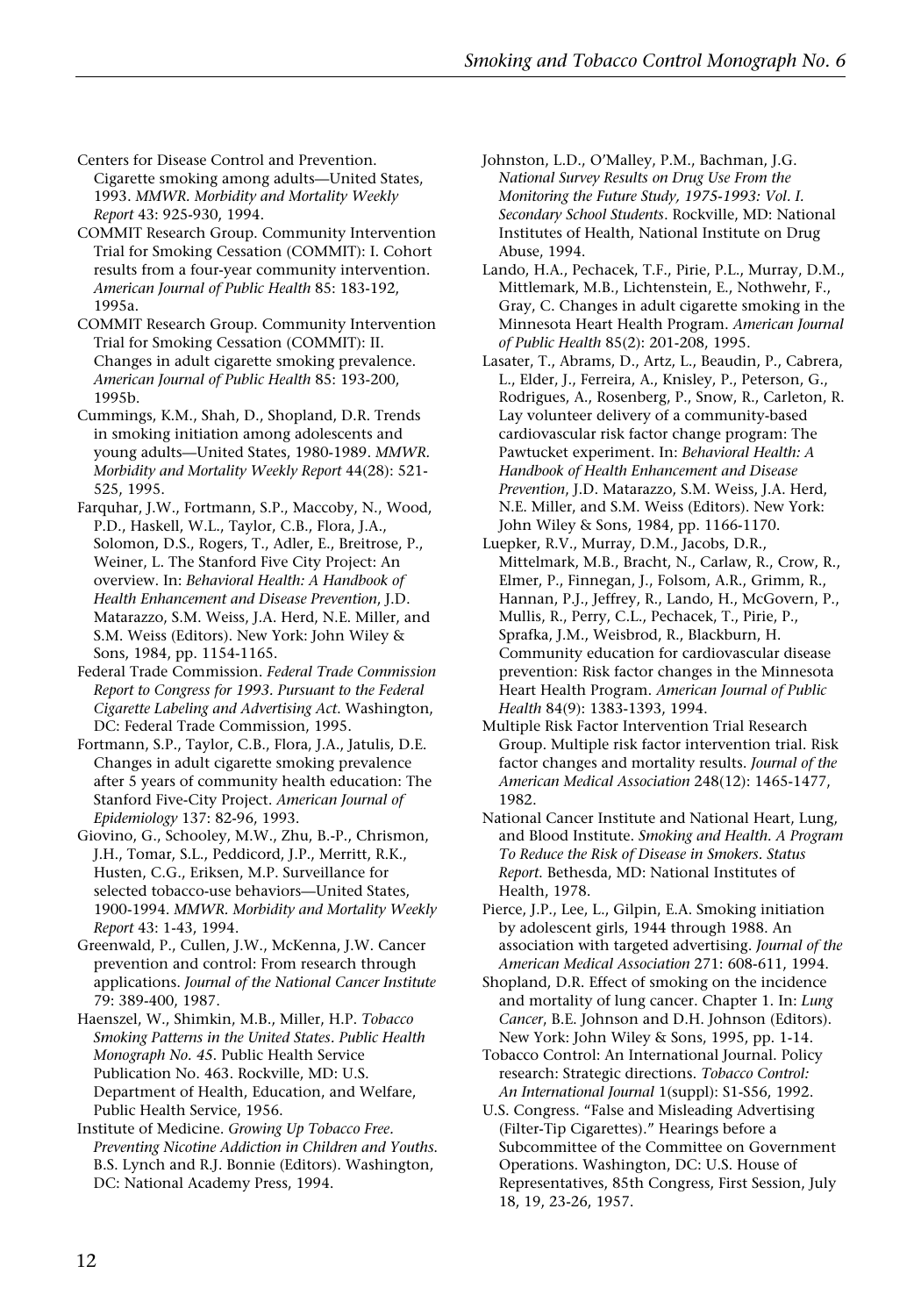Centers for Disease Control and Prevention. Cigarette smoking among adults—United States, 1993. *MMWR. Morbidity and Mortality Weekly Report* 43: 925-930, 1994.

COMMIT Research Group. Community Intervention Trial for Smoking Cessation (COMMIT): I. Cohort results from a four-year community intervention. *American Journal of Public Health* 85: 183-192, 1995a.

COMMIT Research Group. Community Intervention Trial for Smoking Cessation (COMMIT): II. Changes in adult cigarette smoking prevalence. *American Journal of Public Health* 85: 193-200, 1995b.

Cummings, K.M., Shah, D., Shopland, D.R. Trends in smoking initiation among adolescents and young adults—United States, 1980-1989. *MMWR. Morbidity and Mortality Weekly Report* 44(28): 521-525, 1995.

Farquhar, J.W., Fortmann, S.P., Maccoby, N., Wood, P.D., Haskell, W.L., Taylor, C.B., Flora, J.A., Solomon, D.S., Rogers, T., Adler, E., Breitrose, P., Weiner, L. The Stanford Five City Project: An overview. In: *Behavioral Health: A Handbook of Health Enhancement and Disease Prevention*, J.D. Matarazzo, S.M. Weiss, J.A. Herd, N.E. Miller, and S.M. Weiss (Editors). New York: John Wiley & Sons, 1984, pp. 1154-1165.

Federal Trade Commission. *Federal Trade Commission Report to Congress for 1993. Pursuant to the Federal Cigarette Labeling and Advertising Act.* Washington, DC: Federal Trade Commission, 1995.

Fortmann, S.P., Taylor, C.B., Flora, J.A., Jatulis, D.E. Changes in adult cigarette smoking prevalence after 5 years of community health education: The Stanford Five-City Project. *American Journal of Epidemiology* 137: 82-96, 1993.

Giovino, G., Schooley, M.W., Zhu, B.-P., Chrismon, J.H., Tomar, S.L., Peddicord, J.P., Merritt, R.K., Husten, C.G., Eriksen, M.P. Surveillance for selected tobacco-use behaviors—United States, 1900-1994. *MMWR. Morbidity and Mortality Weekly Report* 43: 1-43, 1994.

Greenwald, P., Cullen, J.W., McKenna, J.W. Cancer prevention and control: From research through applications. *Journal of the National Cancer Institute* 79: 389-400, 1987.

Haenszel, W., Shimkin, M.B., Miller, H.P. *Tobacco Smoking Patterns in the United States. Public Health Monograph No. 45.* Public Health Service Publication No. 463. Rockville, MD: U.S. Department of Health, Education, and Welfare, Public Health Service, 1956.

Institute of Medicine. *Growing Up Tobacco Free. Preventing Nicotine Addiction in Children and Youths.* B.S. Lynch and R.J. Bonnie (Editors). Washington, DC: National Academy Press, 1994.

Johnston, L.D., O'Malley, P.M., Bachman, J.G. *National Survey Results on Drug Use From the Monitoring the Future Study, 1975-1993: Vol. I. Secondary School Students*. Rockville, MD: National Institutes of Health, National Institute on Drug Abuse, 1994.

Lando, H.A., Pechacek, T.F., Pirie, P.L., Murray, D.M., Mittlemark, M.B., Lichtenstein, E., Nothwehr, F., Gray, C. Changes in adult cigarette smoking in the Minnesota Heart Health Program. *American Journal of Public Health* 85(2): 201-208, 1995.

Lasater, T., Abrams, D., Artz, L., Beaudin, P., Cabrera, L., Elder, J., Ferreira, A., Knisley, P., Peterson, G., Rodrigues, A., Rosenberg, P., Snow, R., Carleton, R. Lay volunteer delivery of a community-based cardiovascular risk factor change program: The Pawtucket experiment. In: *Behavioral Health: A Handbook of Health Enhancement and Disease Prevention*, J.D. Matarazzo, S.M. Weiss, J.A. Herd, N.E. Miller, and S.M. Weiss (Editors). New York: John Wiley & Sons, 1984, pp. 1166-1170.

Luepker, R.V., Murray, D.M., Jacobs, D.R., Mittelmark, M.B., Bracht, N., Carlaw, R., Crow, R., Elmer, P., Finnegan, J., Folsom, A.R., Grimm, R., Hannan, P.J., Jeffrey, R., Lando, H., McGovern, P., Mullis, R., Perry, C.L., Pechacek, T., Pirie, P., Sprafka, J.M., Weisbrod, R., Blackburn, H. Community education for cardiovascular disease prevention: Risk factor changes in the Minnesota Heart Health Program. *American Journal of Public Health* 84(9): 1383-1393, 1994.

Multiple Risk Factor Intervention Trial Research Group. Multiple risk factor intervention trial. Risk factor changes and mortality results. *Journal of the American Medical Association* 248(12): 1465-1477, 1982.

National Cancer Institute and National Heart, Lung, and Blood Institute. *Smoking and Health. A Program To Reduce the Risk of Disease in Smokers. Status Report.* Bethesda, MD: National Institutes of Health, 1978.

Pierce, J.P., Lee, L., Gilpin, E.A. Smoking initiation by adolescent girls, 1944 through 1988. An association with targeted advertising. *Journal of the American Medical Association* 271: 608-611, 1994.

Shopland, D.R. Effect of smoking on the incidence and mortality of lung cancer. Chapter 1. In: *Lung Cancer*, B.E. Johnson and D.H. Johnson (Editors). New York: John Wiley & Sons, 1995, pp. 1-14.

Tobacco Control: An International Journal. Policy research: Strategic directions. *Tobacco Control: An International Journal* 1(suppl): S1-S56, 1992.

U.S. Congress. "False and Misleading Advertising (Filter-Tip Cigarettes)." Hearings before a Subcommittee of the Committee on Government Operations. Washington, DC: U.S. House of Representatives, 85th Congress, First Session, July 18, 19, 23-26, 1957.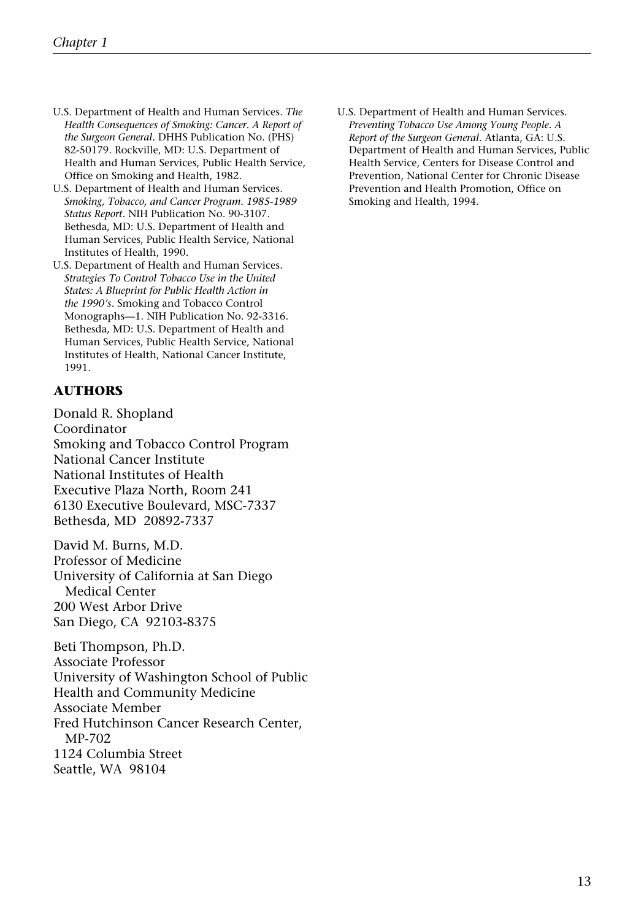U.S. Department of Health and Human Services. *The Health Consequences of Smoking: Cancer. A Report of the Surgeon General*. DHHS Publication No. (PHS) 82-50179. Rockville, MD: U.S. Department of Health and Human Services, Public Health Service, Office on Smoking and Health, 1982.

U.S. Department of Health and Human Services. *Smoking, Tobacco, and Cancer Program. 1985-1989 Status Report*. NIH Publication No. 90-3107. Bethesda, MD: U.S. Department of Health and Human Services, Public Health Service, National Institutes of Health, 1990.

U.S. Department of Health and Human Services. *Strategies To Control Tobacco Use in the United States: A Blueprint for Public Health Action in the 1990's*. Smoking and Tobacco Control Monographs—1. NIH Publication No. 92-3316. Bethesda, MD: U.S. Department of Health and Human Services, Public Health Service, National Institutes of Health, National Cancer Institute, 1991.

## AUTHORS

Donald R. Shopland
Coordinator
Smoking and Tobacco Control Program
National Cancer Institute
National Institutes of Health
Executive Plaza North, Room 241
6130 Executive Boulevard, MSC-7337
Bethesda, MD 20892-7337

David M. Burns, M.D.
Professor of Medicine
University of California at San Diego Medical Center
200 West Arbor Drive
San Diego, CA 92103-8375

Beti Thompson, Ph.D.
Associate Professor
University of Washington School of Public Health and Community Medicine
Associate Member
Fred Hutchinson Cancer Research Center, MP-702
1124 Columbia Street
Seattle, WA 98104

U.S. Department of Health and Human Services. *Preventing Tobacco Use Among Young People. A Report of the Surgeon General*. Atlanta, GA: U.S. Department of Health and Human Services, Public Health Service, Centers for Disease Control and Prevention, National Center for Chronic Disease Prevention and Health Promotion, Office on Smoking and Health, 1994.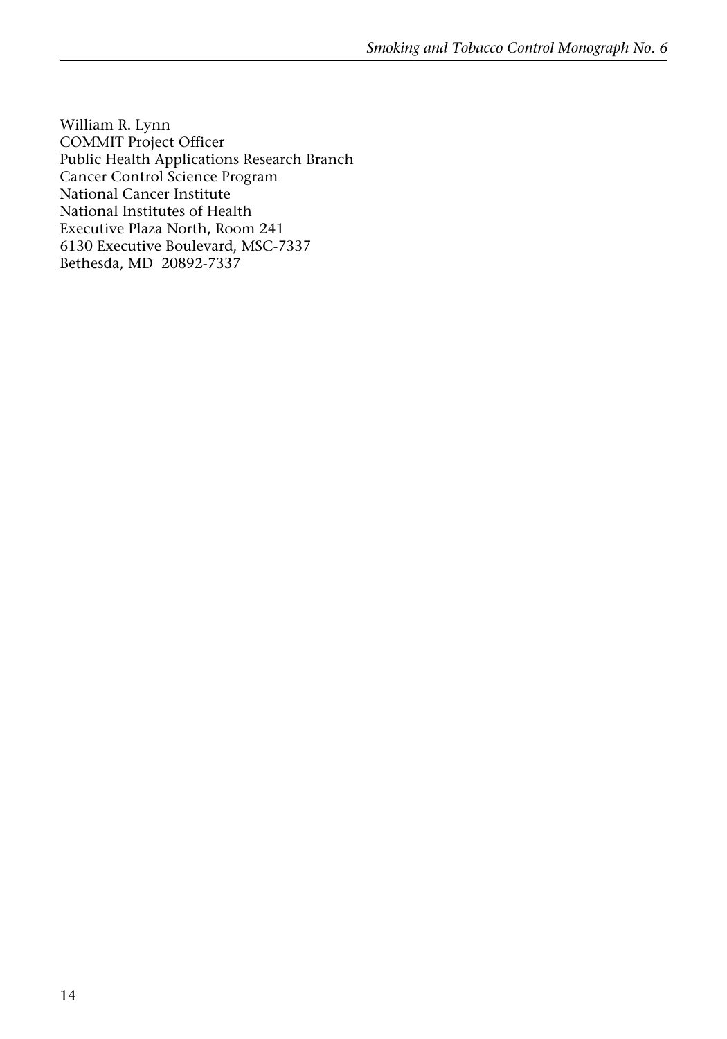William R. Lynn
COMMIT Project Officer
Public Health Applications Research Branch
Cancer Control Science Program
National Cancer Institute
National Institutes of Health
Executive Plaza North, Room 241
6130 Executive Boulevard, MSC-7337
Bethesda, MD 20892-7337